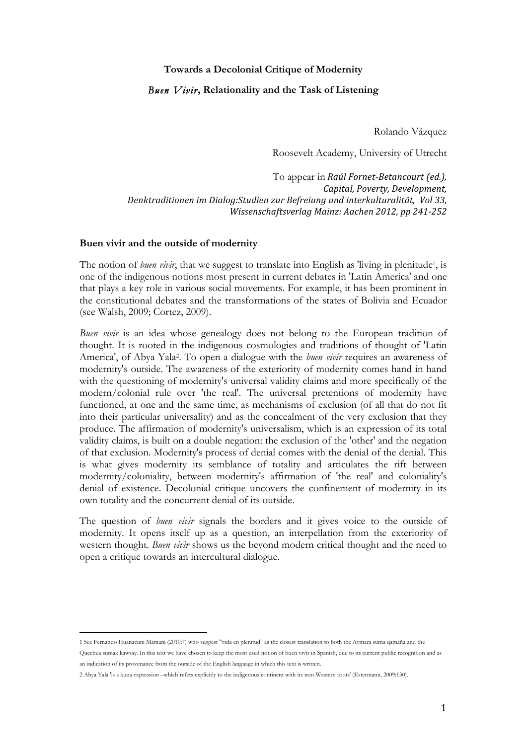**Towards a Decolonial Critique of Modernity**

***Buen Vivir*, Relationality and the Task of Listening**

Rolando Vázquez

Roosevelt Academy, University of Utrecht

To appear in *Raúl Fornet-Betancourt (ed.), Capital, Poverty, Development, Denktraditionen im Dialog:Studien zur Befreiung und interkulturalität, Vol 33, Wissenschaftsverlag Mainz: Aachen 2012, pp 241-252*

## Buen vivir and the outside of modernity

The notion of *buen vivir*, that we suggest to translate into English as 'living in plenitude[1], is one of the indigenous notions most present in current debates in 'Latin America' and one that plays a key role in various social movements. For example, it has been prominent in the constitutional debates and the transformations of the states of Bolivia and Ecuador (see Walsh, 2009; Cortez, 2009).

*Buen vivir* is an idea whose genealogy does not belong to the European tradition of thought. It is rooted in the indigenous cosmologies and traditions of thought of 'Latin America', of Abya Yala[2]. To open a dialogue with the *buen vivir* requires an awareness of modernity's outside. The awareness of the exteriority of modernity comes hand in hand with the questioning of modernity's universal validity claims and more specifically of the modern/colonial rule over 'the real'. The universal pretentions of modernity have functioned, at one and the same time, as mechanisms of exclusion (of all that do not fit into their particular universality) and as the concealment of the very exclusion that they produce. The affirmation of modernity's universalism, which is an expression of its total validity claims, is built on a double negation: the exclusion of the 'other' and the negation of that exclusion. Modernity's process of denial comes with the denial of the denial. This is what gives modernity its semblance of totality and articulates the rift between modernity/coloniality, between modernity's affirmation of 'the real' and coloniality's denial of existence. Decolonial critique uncovers the confinement of modernity in its own totality and the concurrent denial of its outside.

The question of *buen vivir* signals the borders and it gives voice to the outside of modernity. It opens itself up as a question, an interpellation from the exteriority of western thought. *Buen vivir* shows us the beyond modern critical thought and the need to open a critique towards an intercultural dialogue.

---

1 See Fernando Huanacuni Mamani (2010:7) who suggest "vida en plenitud" as the closest translation to both the Aymara suma qamaña and the Quechua sumak kawsay. In this text we have chosen to keep the most used notion of buen vivir in Spanish, due to its current public recognition and as an indication of its provenance from the outside of the English language in which this text is written.

2 Abya Yala 'is a kuna expression –which refers explicitly to the indigenous continent with its non-Western roots' (Estermann, 2009:130).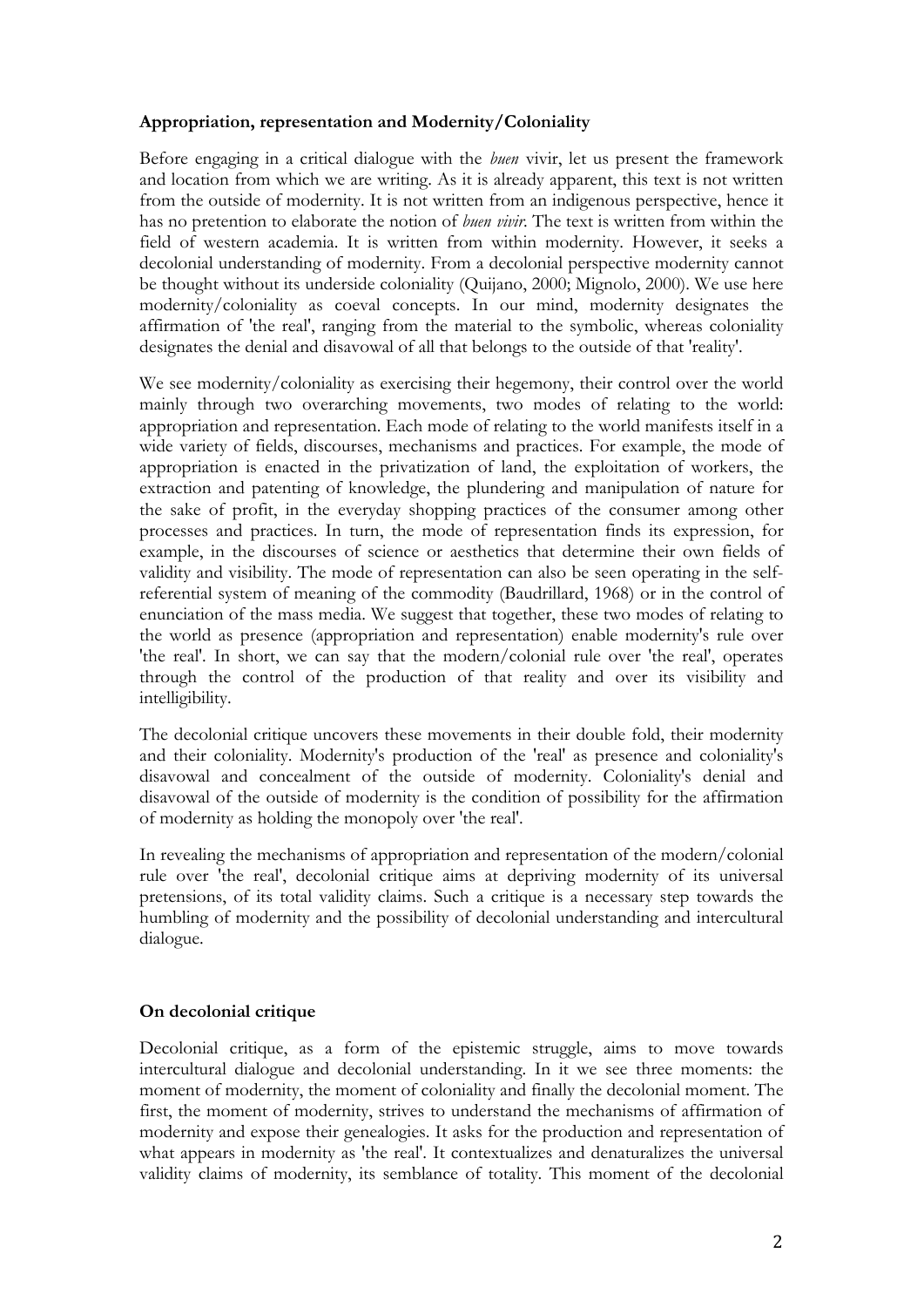**Appropriation, representation and Modernity/Coloniality**

Before engaging in a critical dialogue with the *buen* vivir, let us present the framework and location from which we are writing. As it is already apparent, this text is not written from the outside of modernity. It is not written from an indigenous perspective, hence it has no pretention to elaborate the notion of *buen vivir*. The text is written from within the field of western academia. It is written from within modernity. However, it seeks a decolonial understanding of modernity. From a decolonial perspective modernity cannot be thought without its underside coloniality (Quijano, 2000; Mignolo, 2000). We use here modernity/coloniality as coeval concepts. In our mind, modernity designates the affirmation of 'the real', ranging from the material to the symbolic, whereas coloniality designates the denial and disavowal of all that belongs to the outside of that 'reality'.

We see modernity/coloniality as exercising their hegemony, their control over the world mainly through two overarching movements, two modes of relating to the world: appropriation and representation. Each mode of relating to the world manifests itself in a wide variety of fields, discourses, mechanisms and practices. For example, the mode of appropriation is enacted in the privatization of land, the exploitation of workers, the extraction and patenting of knowledge, the plundering and manipulation of nature for the sake of profit, in the everyday shopping practices of the consumer among other processes and practices. In turn, the mode of representation finds its expression, for example, in the discourses of science or aesthetics that determine their own fields of validity and visibility. The mode of representation can also be seen operating in the self-referential system of meaning of the commodity (Baudrillard, 1968) or in the control of enunciation of the mass media. We suggest that together, these two modes of relating to the world as presence (appropriation and representation) enable modernity's rule over 'the real'. In short, we can say that the modern/colonial rule over 'the real', operates through the control of the production of that reality and over its visibility and intelligibility.

The decolonial critique uncovers these movements in their double fold, their modernity and their coloniality. Modernity's production of the 'real' as presence and coloniality's disavowal and concealment of the outside of modernity. Coloniality's denial and disavowal of the outside of modernity is the condition of possibility for the affirmation of modernity as holding the monopoly over 'the real'.

In revealing the mechanisms of appropriation and representation of the modern/colonial rule over 'the real', decolonial critique aims at depriving modernity of its universal pretensions, of its total validity claims. Such a critique is a necessary step towards the humbling of modernity and the possibility of decolonial understanding and intercultural dialogue.

**On decolonial critique**

Decolonial critique, as a form of the epistemic struggle, aims to move towards intercultural dialogue and decolonial understanding. In it we see three moments: the moment of modernity, the moment of coloniality and finally the decolonial moment. The first, the moment of modernity, strives to understand the mechanisms of affirmation of modernity and expose their genealogies. It asks for the production and representation of what appears in modernity as 'the real'. It contextualizes and denaturalizes the universal validity claims of modernity, its semblance of totality. This moment of the decolonial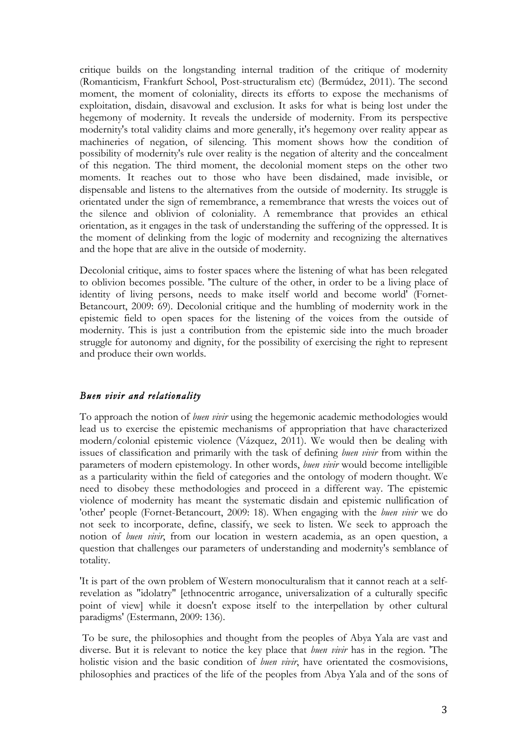critique builds on the longstanding internal tradition of the critique of modernity (Romanticism, Frankfurt School, Post-structuralism etc) (Bermúdez, 2011). The second moment, the moment of coloniality, directs its efforts to expose the mechanisms of exploitation, disdain, disavowal and exclusion. It asks for what is being lost under the hegemony of modernity. It reveals the underside of modernity. From its perspective modernity's total validity claims and more generally, it's hegemony over reality appear as machineries of negation, of silencing. This moment shows how the condition of possibility of modernity's rule over reality is the negation of alterity and the concealment of this negation. The third moment, the decolonial moment steps on the other two moments. It reaches out to those who have been disdained, made invisible, or dispensable and listens to the alternatives from the outside of modernity. Its struggle is orientated under the sign of remembrance, a remembrance that wrests the voices out of the silence and oblivion of coloniality. A remembrance that provides an ethical orientation, as it engages in the task of understanding the suffering of the oppressed. It is the moment of delinking from the logic of modernity and recognizing the alternatives and the hope that are alive in the outside of modernity.

Decolonial critique, aims to foster spaces where the listening of what has been relegated to oblivion becomes possible. 'The culture of the other, in order to be a living place of identity of living persons, needs to make itself world and become world' (Fornet-Betancourt, 2009: 69). Decolonial critique and the humbling of modernity work in the epistemic field to open spaces for the listening of the voices from the outside of modernity. This is just a contribution from the epistemic side into the much broader struggle for autonomy and dignity, for the possibility of exercising the right to represent and produce their own worlds.

### *Buen vivir and relationality*

To approach the notion of *buen vivir* using the hegemonic academic methodologies would lead us to exercise the epistemic mechanisms of appropriation that have characterized modern/colonial epistemic violence (Vázquez, 2011). We would then be dealing with issues of classification and primarily with the task of defining *buen vivir* from within the parameters of modern epistemology. In other words, *buen vivir* would become intelligible as a particularity within the field of categories and the ontology of modern thought. We need to disobey these methodologies and proceed in a different way. The epistemic violence of modernity has meant the systematic disdain and epistemic nullification of 'other' people (Fornet-Betancourt, 2009: 18). When engaging with the *buen vivir* we do not seek to incorporate, define, classify, we seek to listen. We seek to approach the notion of *buen vivir*, from our location in western academia, as an open question, a question that challenges our parameters of understanding and modernity's semblance of totality.

'It is part of the own problem of Western monoculturalism that it cannot reach at a self-revelation as "idolatry" [ethnocentric arrogance, universalization of a culturally specific point of view] while it doesn't expose itself to the interpellation by other cultural paradigms' (Estermann, 2009: 136).

To be sure, the philosophies and thought from the peoples of Abya Yala are vast and diverse. But it is relevant to notice the key place that *buen vivir* has in the region. 'The holistic vision and the basic condition of *buen vivir*, have orientated the cosmovisions, philosophies and practices of the life of the peoples from Abya Yala and of the sons of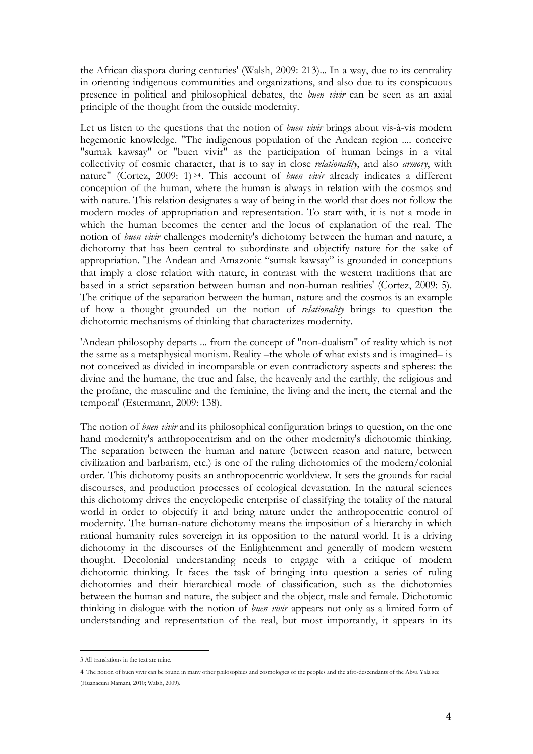the African diaspora during centuries' (Walsh, 2009: 213)... In a way, due to its centrality in orienting indigenous communities and organizations, and also due to its conspicuous presence in political and philosophical debates, the *buen vivir* can be seen as an axial principle of the thought from the outside modernity.

Let us listen to the questions that the notion of *buen vivir* brings about vis-à-vis modern hegemonic knowledge. "The indigenous population of the Andean region .... conceive "sumak kawsay" or "buen vivir" as the participation of human beings in a vital collectivity of cosmic character, that is to say in close *relationality*, and also *armory*, with nature" (Cortez, 2009: 1) [3 4]. This account of *buen vivir* already indicates a different conception of the human, where the human is always in relation with the cosmos and with nature. This relation designates a way of being in the world that does not follow the modern modes of appropriation and representation. To start with, it is not a mode in which the human becomes the center and the locus of explanation of the real. The notion of *buen vivir* challenges modernity's dichotomy between the human and nature, a dichotomy that has been central to subordinate and objectify nature for the sake of appropriation. 'The Andean and Amazonic "sumak kawsay" is grounded in conceptions that imply a close relation with nature, in contrast with the western traditions that are based in a strict separation between human and non-human realities' (Cortez, 2009: 5). The critique of the separation between the human, nature and the cosmos is an example of how a thought grounded on the notion of *relationality* brings to question the dichotomic mechanisms of thinking that characterizes modernity.

'Andean philosophy departs ... from the concept of "non-dualism" of reality which is not the same as a metaphysical monism. Reality –the whole of what exists and is imagined– is not conceived as divided in incomparable or even contradictory aspects and spheres: the divine and the humane, the true and false, the heavenly and the earthly, the religious and the profane, the masculine and the feminine, the living and the inert, the eternal and the temporal' (Estermann, 2009: 138).

The notion of *buen vivir* and its philosophical configuration brings to question, on the one hand modernity's anthropocentrism and on the other modernity's dichotomic thinking. The separation between the human and nature (between reason and nature, between civilization and barbarism, etc.) is one of the ruling dichotomies of the modern/colonial order. This dichotomy posits an anthropocentric worldview. It sets the grounds for racial discourses, and production processes of ecological devastation. In the natural sciences this dichotomy drives the encyclopedic enterprise of classifying the totality of the natural world in order to objectify it and bring nature under the anthropocentric control of modernity. The human-nature dichotomy means the imposition of a hierarchy in which rational humanity rules sovereign in its opposition to the natural world. It is a driving dichotomy in the discourses of the Enlightenment and generally of modern western thought. Decolonial understanding needs to engage with a critique of modern dichotomic thinking. It faces the task of bringing into question a series of ruling dichotomies and their hierarchical mode of classification, such as the dichotomies between the human and nature, the subject and the object, male and female. Dichotomic thinking in dialogue with the notion of *buen vivir* appears not only as a limited form of understanding and representation of the real, but most importantly, it appears in its

---

3 All translations in the text are mine.

4 The notion of buen vivir can be found in many other philosophies and cosmologies of the peoples and the afro-descendants of the Abya Yala see (Huanacuni Mamani, 2010; Walsh, 2009).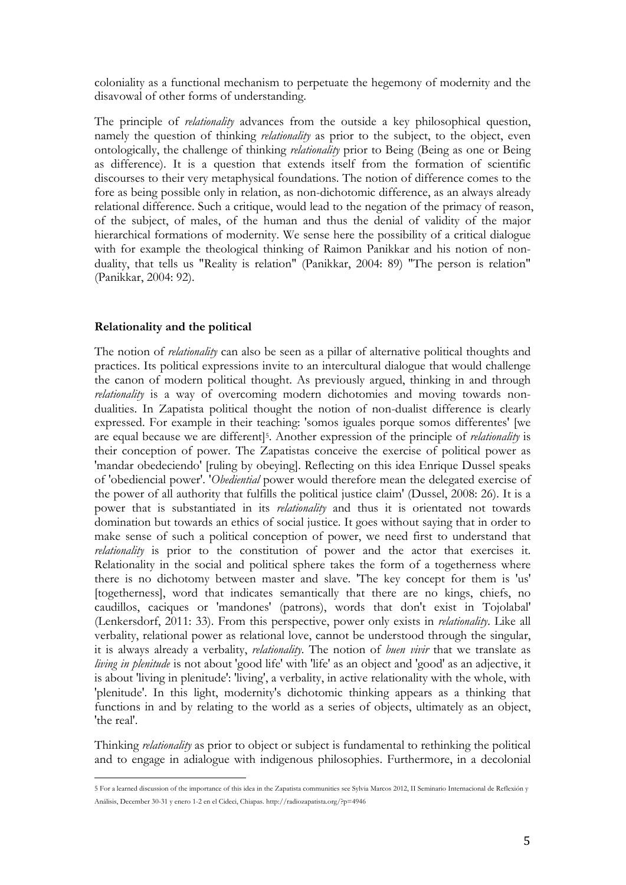coloniality as a functional mechanism to perpetuate the hegemony of modernity and the disavowal of other forms of understanding.

The principle of *relationality* advances from the outside a key philosophical question, namely the question of thinking *relationality* as prior to the subject, to the object, even ontologically, the challenge of thinking *relationality* prior to Being (Being as one or Being as difference). It is a question that extends itself from the formation of scientific discourses to their very metaphysical foundations. The notion of difference comes to the fore as being possible only in relation, as non-dichotomic difference, as an always already relational difference. Such a critique, would lead to the negation of the primacy of reason, of the subject, of males, of the human and thus the denial of validity of the major hierarchical formations of modernity. We sense here the possibility of a critical dialogue with for example the theological thinking of Raimon Panikkar and his notion of non-duality, that tells us "Reality is relation" (Panikkar, 2004: 89) "The person is relation" (Panikkar, 2004: 92).

## Relationality and the political

The notion of *relationality* can also be seen as a pillar of alternative political thoughts and practices. Its political expressions invite to an intercultural dialogue that would challenge the canon of modern political thought. As previously argued, thinking in and through *relationality* is a way of overcoming modern dichotomies and moving towards non-dualities. In Zapatista political thought the notion of non-dualist difference is clearly expressed. For example in their teaching: 'somos iguales porque somos differentes' [we are equal because we are different][5]. Another expression of the principle of *relationality* is their conception of power. The Zapatistas conceive the exercise of political power as 'mandar obedeciendo' [ruling by obeying]. Reflecting on this idea Enrique Dussel speaks of 'obediencial power'. '*Obediential* power would therefore mean the delegated exercise of the power of all authority that fulfills the political justice claim' (Dussel, 2008: 26). It is a power that is substantiated in its *relationality* and thus it is orientated not towards domination but towards an ethics of social justice. It goes without saying that in order to make sense of such a political conception of power, we need first to understand that *relationality* is prior to the constitution of power and the actor that exercises it. Relationality in the social and political sphere takes the form of a togetherness where there is no dichotomy between master and slave. 'The key concept for them is 'us' [togetherness], word that indicates semantically that there are no kings, chiefs, no caudillos, caciques or 'mandones' (patrons), words that don't exist in Tojolabal' (Lenkersdorf, 2011: 33). From this perspective, power only exists in *relationality*. Like all verbality, relational power as relational love, cannot be understood through the singular, it is always already a verbality, *relationality*. The notion of *buen vivir* that we translate as *living in plenitude* is not about 'good life' with 'life' as an object and 'good' as an adjective, it is about 'living in plenitude': 'living', a verbality, in active relationality with the whole, with 'plenitude'. In this light, modernity's dichotomic thinking appears as a thinking that functions in and by relating to the world as a series of objects, ultimately as an object, 'the real'.

Thinking *relationality* as prior to object or subject is fundamental to rethinking the political and to engage in adialogue with indigenous philosophies. Furthermore, in a decolonial

---

5 For a learned discussion of the importance of this idea in the Zapatista communities see Sylvia Marcos 2012, II Seminario Internacional de Reflexión y Análisis, December 30-31 y enero 1-2 en el Cideci, Chiapas. http://radiozapatista.org/?p=4946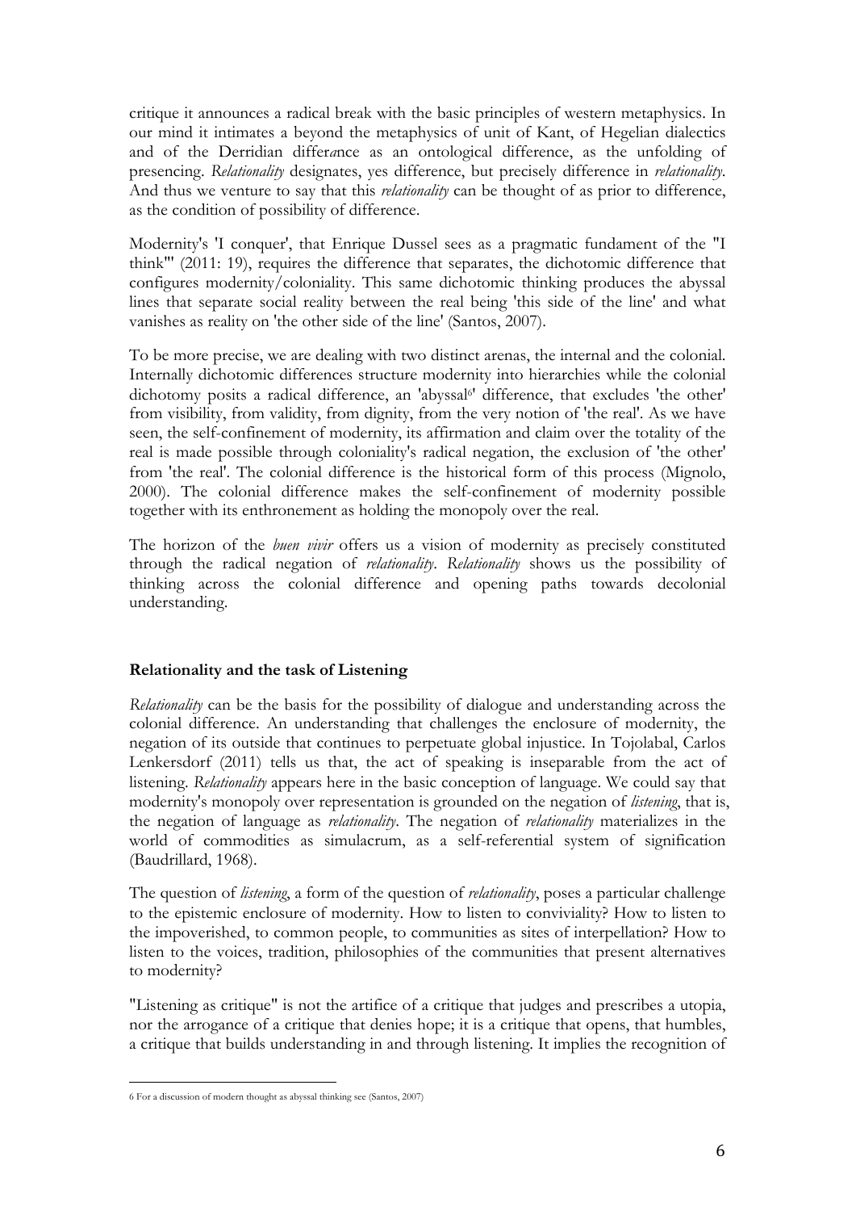critique it announces a radical break with the basic principles of western metaphysics. In our mind it intimates a beyond the metaphysics of unit of Kant, of Hegelian dialectics and of the Derridian differ*a*nce as an ontological difference, as the unfolding of presencing. *Relationality* designates, yes difference, but precisely difference in *relationality*. And thus we venture to say that this *relationality* can be thought of as prior to difference, as the condition of possibility of difference.

Modernity's 'I conquer', that Enrique Dussel sees as a pragmatic fundament of the "I think"' (2011: 19), requires the difference that separates, the dichotomic difference that configures modernity/coloniality. This same dichotomic thinking produces the abyssal lines that separate social reality between the real being 'this side of the line' and what vanishes as reality on 'the other side of the line' (Santos, 2007).

To be more precise, we are dealing with two distinct arenas, the internal and the colonial. Internally dichotomic differences structure modernity into hierarchies while the colonial dichotomy posits a radical difference, an 'abyssal[6]' difference, that excludes 'the other' from visibility, from validity, from dignity, from the very notion of 'the real'. As we have seen, the self-confinement of modernity, its affirmation and claim over the totality of the real is made possible through coloniality's radical negation, the exclusion of 'the other' from 'the real'. The colonial difference is the historical form of this process (Mignolo, 2000). The colonial difference makes the self-confinement of modernity possible together with its enthronement as holding the monopoly over the real.

The horizon of the *buen vivir* offers us a vision of modernity as precisely constituted through the radical negation of *relationality*. *Relationality* shows us the possibility of thinking across the colonial difference and opening paths towards decolonial understanding.

## Relationality and the task of Listening

*Relationality* can be the basis for the possibility of dialogue and understanding across the colonial difference. An understanding that challenges the enclosure of modernity, the negation of its outside that continues to perpetuate global injustice. In Tojolabal, Carlos Lenkersdorf (2011) tells us that, the act of speaking is inseparable from the act of listening. *Relationality* appears here in the basic conception of language. We could say that modernity's monopoly over representation is grounded on the negation of *listening*, that is, the negation of language as *relationality*. The negation of *relationality* materializes in the world of commodities as simulacrum, as a self-referential system of signification (Baudrillard, 1968).

The question of *listening*, a form of the question of *relationality*, poses a particular challenge to the epistemic enclosure of modernity. How to listen to conviviality? How to listen to the impoverished, to common people, to communities as sites of interpellation? How to listen to the voices, tradition, philosophies of the communities that present alternatives to modernity?

"Listening as critique" is not the artifice of a critique that judges and prescribes a utopia, nor the arrogance of a critique that denies hope; it is a critique that opens, that humbles, a critique that builds understanding in and through listening. It implies the recognition of

---

6 For a discussion of modern thought as abyssal thinking see (Santos, 2007)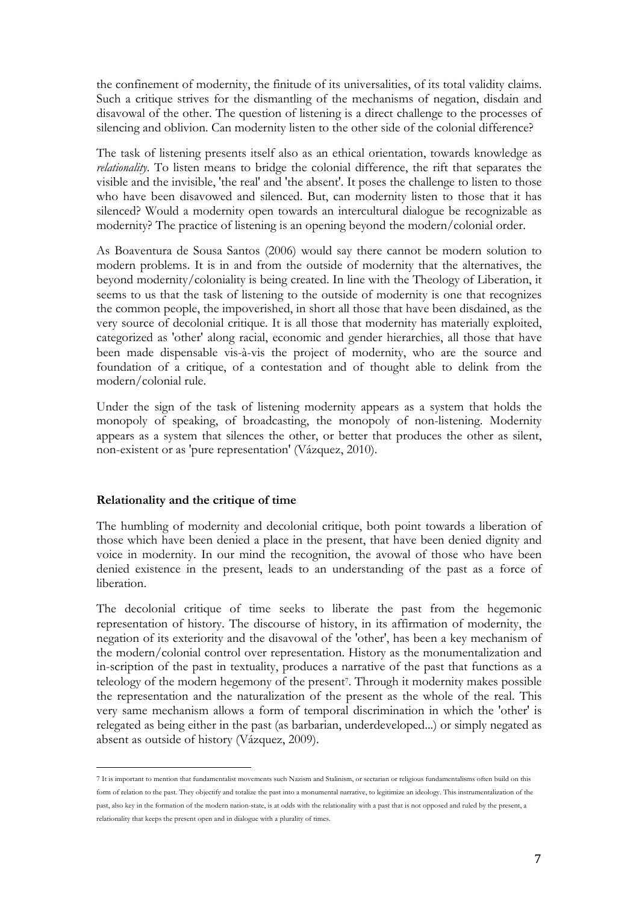the confinement of modernity, the finitude of its universalities, of its total validity claims. Such a critique strives for the dismantling of the mechanisms of negation, disdain and disavowal of the other. The question of listening is a direct challenge to the processes of silencing and oblivion. Can modernity listen to the other side of the colonial difference?

The task of listening presents itself also as an ethical orientation, towards knowledge as *relationality*. To listen means to bridge the colonial difference, the rift that separates the visible and the invisible, 'the real' and 'the absent'. It poses the challenge to listen to those who have been disavowed and silenced. But, can modernity listen to those that it has silenced? Would a modernity open towards an intercultural dialogue be recognizable as modernity? The practice of listening is an opening beyond the modern/colonial order.

As Boaventura de Sousa Santos (2006) would say there cannot be modern solution to modern problems. It is in and from the outside of modernity that the alternatives, the beyond modernity/coloniality is being created. In line with the Theology of Liberation, it seems to us that the task of listening to the outside of modernity is one that recognizes the common people, the impoverished, in short all those that have been disdained, as the very source of decolonial critique. It is all those that modernity has materially exploited, categorized as 'other' along racial, economic and gender hierarchies, all those that have been made dispensable vis-à-vis the project of modernity, who are the source and foundation of a critique, of a contestation and of thought able to delink from the modern/colonial rule.

Under the sign of the task of listening modernity appears as a system that holds the monopoly of speaking, of broadcasting, the monopoly of non-listening. Modernity appears as a system that silences the other, or better that produces the other as silent, non-existent or as 'pure representation' (Vázquez, 2010).

## Relationality and the critique of time

The humbling of modernity and decolonial critique, both point towards a liberation of those which have been denied a place in the present, that have been denied dignity and voice in modernity. In our mind the recognition, the avowal of those who have been denied existence in the present, leads to an understanding of the past as a force of liberation.

The decolonial critique of time seeks to liberate the past from the hegemonic representation of history. The discourse of history, in its affirmation of modernity, the negation of its exteriority and the disavowal of the 'other', has been a key mechanism of the modern/colonial control over representation. History as the monumentalization and in-scription of the past in textuality, produces a narrative of the past that functions as a teleology of the modern hegemony of the present[7]. Through it modernity makes possible the representation and the naturalization of the present as the whole of the real. This very same mechanism allows a form of temporal discrimination in which the 'other' is relegated as being either in the past (as barbarian, underdeveloped...) or simply negated as absent as outside of history (Vázquez, 2009).

---

[7] It is important to mention that fundamentalist movements such Nazism and Stalinism, or sectarian or religious fundamentalisms often build on this form of relation to the past. They objectify and totalize the past into a monumental narrative, to legitimize an ideology. This instrumentalization of the past, also key in the formation of the modern nation-state, is at odds with the relationality with a past that is not opposed and ruled by the present, a relationality that keeps the present open and in dialogue with a plurality of times.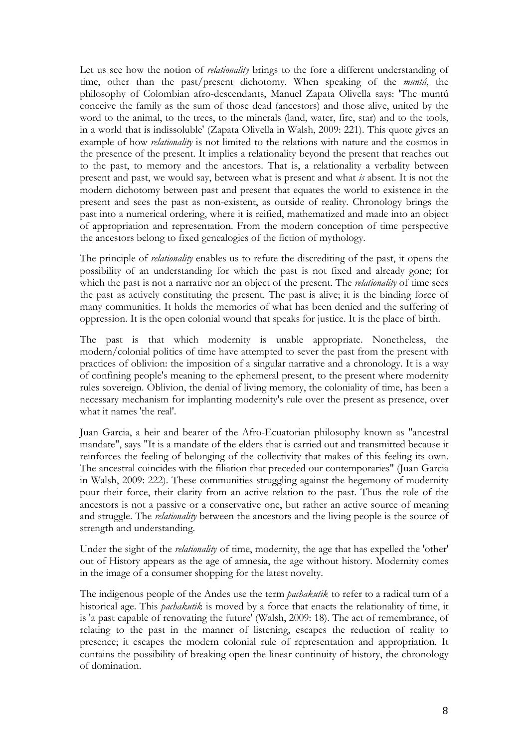Let us see how the notion of *relationality* brings to the fore a different understanding of time, other than the past/present dichotomy. When speaking of the *muntú*, the philosophy of Colombian afro-descendants, Manuel Zapata Olivella says: 'The muntú conceive the family as the sum of those dead (ancestors) and those alive, united by the word to the animal, to the trees, to the minerals (land, water, fire, star) and to the tools, in a world that is indissoluble' (Zapata Olivella in Walsh, 2009: 221). This quote gives an example of how *relationality* is not limited to the relations with nature and the cosmos in the presence of the present. It implies a relationality beyond the present that reaches out to the past, to memory and the ancestors. That is, a relationality a verbality between present and past, we would say, between what is present and what *is* absent. It is not the modern dichotomy between past and present that equates the world to existence in the present and sees the past as non-existent, as outside of reality. Chronology brings the past into a numerical ordering, where it is reified, mathematized and made into an object of appropriation and representation. From the modern conception of time perspective the ancestors belong to fixed genealogies of the fiction of mythology.

The principle of *relationality* enables us to refute the discrediting of the past, it opens the possibility of an understanding for which the past is not fixed and already gone; for which the past is not a narrative nor an object of the present. The *relationality* of time sees the past as actively constituting the present. The past is alive; it is the binding force of many communities. It holds the memories of what has been denied and the suffering of oppression. It is the open colonial wound that speaks for justice. It is the place of birth.

The past is that which modernity is unable appropriate. Nonetheless, the modern/colonial politics of time have attempted to sever the past from the present with practices of oblivion: the imposition of a singular narrative and a chronology. It is a way of confining people's meaning to the ephemeral present, to the present where modernity rules sovereign. Oblivion, the denial of living memory, the coloniality of time, has been a necessary mechanism for implanting modernity's rule over the present as presence, over what it names 'the real'.

Juan Garcia, a heir and bearer of the Afro-Ecuatorian philosophy known as "ancestral mandate", says "It is a mandate of the elders that is carried out and transmitted because it reinforces the feeling of belonging of the collectivity that makes of this feeling its own. The ancestral coincides with the filiation that preceded our contemporaries" (Juan Garcia in Walsh, 2009: 222). These communities struggling against the hegemony of modernity pour their force, their clarity from an active relation to the past. Thus the role of the ancestors is not a passive or a conservative one, but rather an active source of meaning and struggle. The *relationality* between the ancestors and the living people is the source of strength and understanding.

Under the sight of the *relationality* of time, modernity, the age that has expelled the 'other' out of History appears as the age of amnesia, the age without history. Modernity comes in the image of a consumer shopping for the latest novelty.

The indigenous people of the Andes use the term *pachakutik* to refer to a radical turn of a historical age. This *pachakutik* is moved by a force that enacts the relationality of time, it is 'a past capable of renovating the future' (Walsh, 2009: 18). The act of remembrance, of relating to the past in the manner of listening, escapes the reduction of reality to presence; it escapes the modern colonial rule of representation and appropriation. It contains the possibility of breaking open the linear continuity of history, the chronology of domination.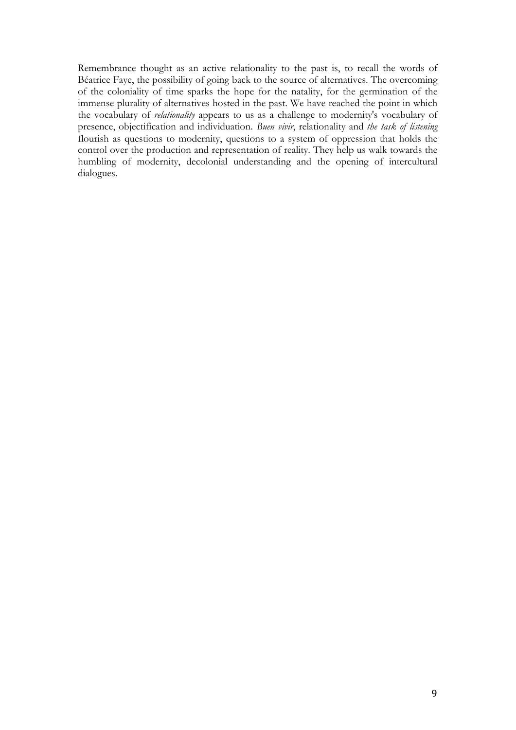Remembrance thought as an active relationality to the past is, to recall the words of Béatrice Faye, the possibility of going back to the source of alternatives. The overcoming of the coloniality of time sparks the hope for the natality, for the germination of the immense plurality of alternatives hosted in the past. We have reached the point in which the vocabulary of *relationality* appears to us as a challenge to modernity's vocabulary of presence, objectification and individuation. *Buen vivir*, relationality and *the task of listening* flourish as questions to modernity, questions to a system of oppression that holds the control over the production and representation of reality. They help us walk towards the humbling of modernity, decolonial understanding and the opening of intercultural dialogues.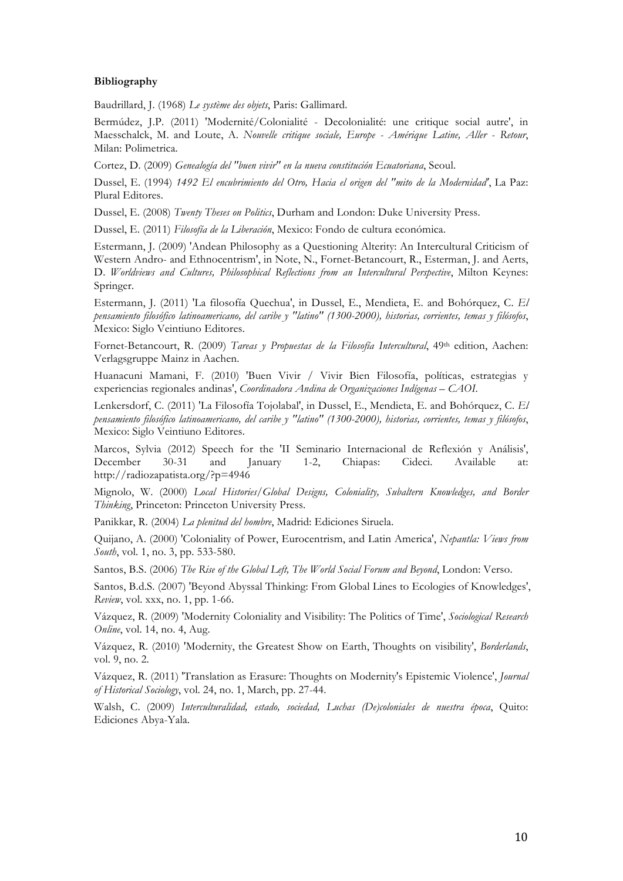**Bibliography**

Baudrillard, J. (1968) *Le système des objets*, Paris: Gallimard.

Bermúdez, J.P. (2011) 'Modernité/Colonialité - Decolonialité: une critique social autre', in Maesschalck, M. and Loute, A. *Nouvelle critique sociale, Europe - Amérique Latine, Aller - Retour*, Milan: Polimetrica.

Cortez, D. (2009) *Genealogía del "buen vivir" en la nueva constitución Ecuatoriana*, Seoul.

Dussel, E. (1994) *1492 El encubrimiento del Otro, Hacia el origen del "mito de la Modernidad*', La Paz: Plural Editores.

Dussel, E. (2008) *Twenty Theses on Politics*, Durham and London: Duke University Press.

Dussel, E. (2011) *Filosofía de la Liberación*, Mexico: Fondo de cultura económica.

Estermann, J. (2009) 'Andean Philosophy as a Questioning Alterity: An Intercultural Criticism of Western Andro- and Ethnocentrism', in Note, N., Fornet-Betancourt, R., Esterman, J. and Aerts, D. *Worldviews and Cultures, Philosophical Reflections from an Intercultural Perspective*, Milton Keynes: Springer.

Estermann, J. (2011) 'La filosofía Quechua', in Dussel, E., Mendieta, E. and Bohórquez, C. *El pensamiento filosófico latinoamericano, del caribe y "latino" (1300-2000), historias, corrientes, temas y filósofos*, Mexico: Siglo Veintiuno Editores.

Fornet-Betancourt, R. (2009) *Tareas y Propuestas de la Filosofía Intercultural*, 49th edition, Aachen: Verlagsgruppe Mainz in Aachen.

Huanacuni Mamani, F. (2010) 'Buen Vivir / Vivir Bien Filosofía, políticas, estrategias y experiencias regionales andinas', *Coordinadora Andina de Organizaciones Indígenas – CAOI*.

Lenkersdorf, C. (2011) 'La Filosofía Tojolabal', in Dussel, E., Mendieta, E. and Bohórquez, C. *El pensamiento filosófico latinoamericano, del caribe y "latino" (1300-2000), historias, corrientes, temas y filósofos*, Mexico: Siglo Veintiuno Editores.

Marcos, Sylvia (2012) Speech for the 'II Seminario Internacional de Reflexión y Análisis', December 30-31 and January 1-2, Chiapas: Cideci. Available at: http://radiozapatista.org/?p=4946

Mignolo, W. (2000) *Local Histories/Global Designs, Coloniality, Subaltern Knowledges, and Border Thinking*, Princeton: Princeton University Press.

Panikkar, R. (2004) *La plenitud del hombre*, Madrid: Ediciones Siruela.

Quijano, A. (2000) 'Coloniality of Power, Eurocentrism, and Latin America', *Nepantla: Views from South*, vol. 1, no. 3, pp. 533-580.

Santos, B.S. (2006) *The Rise of the Global Left, The World Social Forum and Beyond*, London: Verso.

Santos, B.d.S. (2007) 'Beyond Abyssal Thinking: From Global Lines to Ecologies of Knowledges', *Review*, vol. xxx, no. 1, pp. 1-66.

Vázquez, R. (2009) 'Modernity Coloniality and Visibility: The Politics of Time', *Sociological Research Online*, vol. 14, no. 4, Aug.

Vázquez, R. (2010) 'Modernity, the Greatest Show on Earth, Thoughts on visibility', *Borderlands*, vol. 9, no. 2.

Vázquez, R. (2011) 'Translation as Erasure: Thoughts on Modernity's Epistemic Violence', *Journal of Historical Sociology*, vol. 24, no. 1, March, pp. 27-44.

Walsh, C. (2009) *Interculturalidad, estado, sociedad, Luchas (De)coloniales de nuestra época*, Quito: Ediciones Abya-Yala.